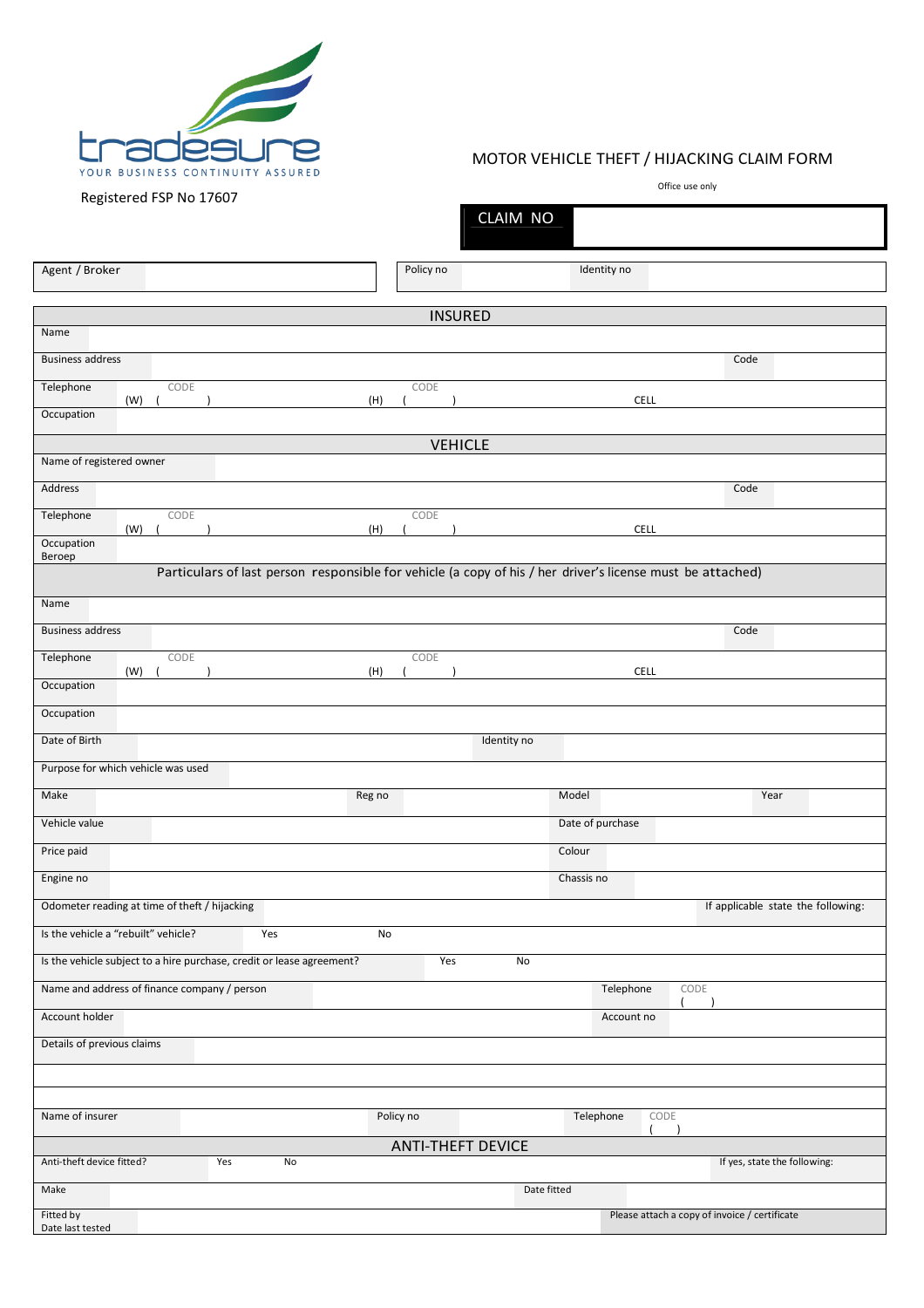tradesure

YOUR BUSINESS CONTINUITY ASSURED

Registered FSP No 17607

# MOTOR VEHICLE THEFT / HIJACKING CLAIM FORM

Office use only

| CLAIM NO | |
|---|---|

| Agent / Broker | | Policy no | | Identity no | |
|---|---|---|---|---|---|

## INSURED

| | | | | | |
|---|---|---|---|---|---|
| Name | | | | | |
| Business address | | | | Code | |
| Telephone | CODE (W) ( ) | CODE (H) ( ) | | CELL | |
| Occupation | | | | | |

## VEHICLE

| | | | | | |
|---|---|---|---|---|---|
| Name of registered owner | | | | | |
| Address | | | | Code | |
| Telephone | CODE (W) ( ) | CODE (H) ( ) | | CELL | |
| Occupation Beroep | | | | | |

**Particulars of last person responsible for vehicle (a copy of his / her driver's license must be attached)**

| | | | | | | | |
|---|---|---|---|---|---|---|---|
| Name | | | | | | | |
| Business address | | | | | | Code | |
| Telephone | CODE (W) ( ) | CODE (H) ( ) | | | | CELL | |
| Occupation | | | | | | | |
| Occupation | | | | | | | |
| Date of Birth | | | Identity no | | | | |
| Purpose for which vehicle was used | | | | | | | |
| Make | | Reg no | | Model | | Year | |
| Vehicle value | | | | Date of purchase | | | |
| Price paid | | | | Colour | | | |
| Engine no | | | | Chassis no | | | |
| Odometer reading at time of theft / hijacking | | | | | | If applicable state the following: | |
| Is the vehicle a "rebuilt" vehicle? | Yes | No | | | | | |
| Is the vehicle subject to a hire purchase, credit or lease agreement? | | Yes | No | | | | |
| Name and address of finance company / person | | | | Telephone | CODE ( ) | | |
| Account holder | | | | Account no | | | |
| Details of previous claims | | | | | | | |
| | | | | | | | |
| | | | | | | | |
| Name of insurer | | Policy no | | Telephone | CODE ( ) | | |

## ANTI-THEFT DEVICE

| | | | | |
|---|---|---|---|---|
| Anti-theft device fitted? | Yes | No | | If yes, state the following: |
| Make | | Date fitted | | |
| Fitted by Date last tested | | | Please attach a copy of invoice / certificate | |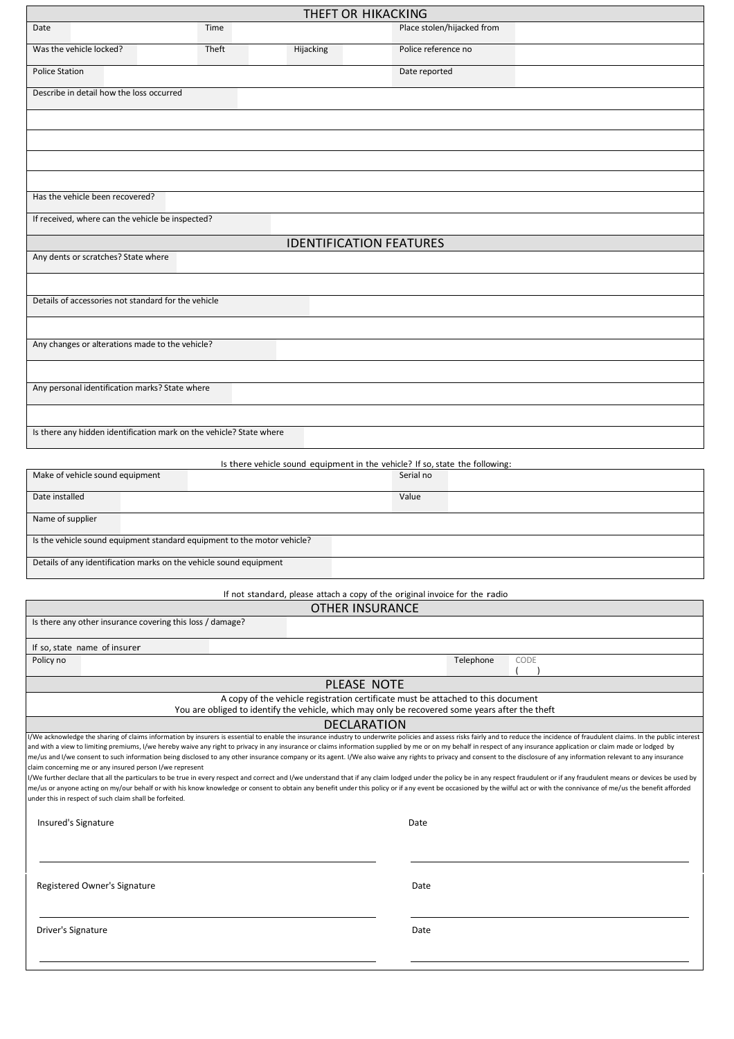## THEFT OR HIKACKING

| | | | | | |
|---|---|---|---|---|---|
| Date | | Time | | Place stolen/hijacked from | |
| Was the vehicle locked? | | Theft | Hijacking | Police reference no | |
| Police Station | | | | Date reported | |

Describe in detail how the loss occurred

Has the vehicle been recovered?

If received, where can the vehicle be inspected?

## IDENTIFICATION FEATURES

Any dents or scratches? State where

Details of accessories not standard for the vehicle

Any changes or alterations made to the vehicle?

Any personal identification marks? State where

Is there any hidden identification mark on the vehicle? State where

Is there vehicle sound equipment in the vehicle? If so, state the following:

| | | | |
|---|---|---|---|
| Make of vehicle sound equipment | | Serial no | |
| Date installed | | Value | |
| Name of supplier | | | |
| Is the vehicle sound equipment standard equipment to the motor vehicle? | | | |
| Details of any identification marks on the vehicle sound equipment | | | |

If not standard, please attach a copy of the original invoice for the radio

## OTHER INSURANCE

| | | | |
|---|---|---|---|
| Is there any other insurance covering this loss / damage? | | | |
| If so, state name of insurer | | | |
| Policy no | | Telephone | CODE ( ) |

## PLEASE NOTE

A copy of the vehicle registration certificate must be attached to this document

You are obliged to identify the vehicle, which may only be recovered some years after the theft

## DECLARATION

I/We acknowledge the sharing of claims information by insurers is essential to enable the insurance industry to underwrite policies and assess risks fairly and to reduce the incidence of fraudulent claims. In the public interest and with a view to limiting premiums, I/we hereby waive any right to privacy in any insurance or claims information supplied by me or on my behalf in respect of any insurance application or claim made or lodged by me/us and I/we consent to such information being disclosed to any other insurance company or its agent. I/We also waive any rights to privacy and consent to the disclosure of any information relevant to any insurance claim concerning me or any insured person I/we represent

I/We further declare that all the particulars to be true in every respect and correct and I/we understand that if any claim lodged under the policy be in any respect fraudulent or if any fraudulent means or devices be used by me/us or anyone acting on my/our behalf or with his know knowledge or consent to obtain any benefit under this policy or if any event be occasioned by the wilful act or with the connivance of me/us the benefit afforded under this in respect of such claim shall be forfeited.

Insured's Signature ______________________ Date ______________________

Registered Owner's Signature ______________________ Date ______________________

Driver's Signature ______________________ Date ______________________